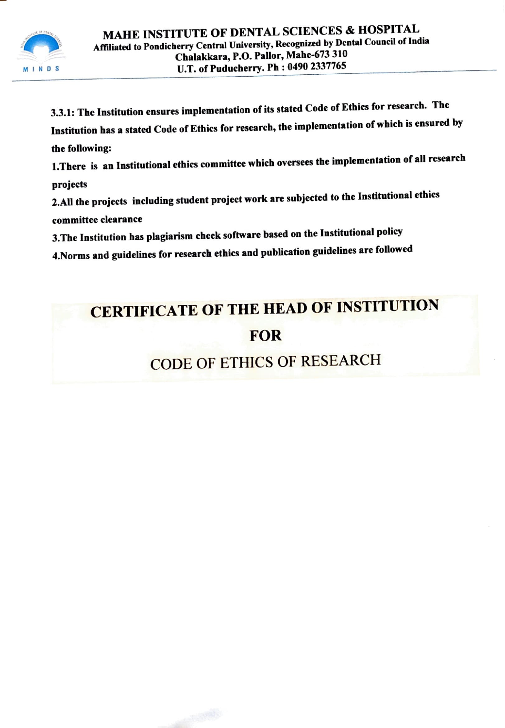# MAHE INSTITUTE OF DENTAL SCIENCES & HOSPITAL

**Affiliated to Pondicherry Central University, Recognized by Dental Council of India**
**Chalakkara, P.O. Pallor, Mahe-673 310**
**U.T. of Puducherry. Ph : 0490 2337765**

MINDS

**3.3.1: The Institution ensures implementation of its stated Code of Ethics for research. The Institution has a stated Code of Ethics for research, the implementation of which is ensured by the following:**

**1.There is an Institutional ethics committee which oversees the implementation of all research projects**

**2.All the projects including student project work are subjected to the Institutional ethics committee clearance**

**3.The Institution has plagiarism check software based on the Institutional policy**

**4.Norms and guidelines for research ethics and publication guidelines are followed**

## CERTIFICATE OF THE HEAD OF INSTITUTION

## FOR

## CODE OF ETHICS OF RESEARCH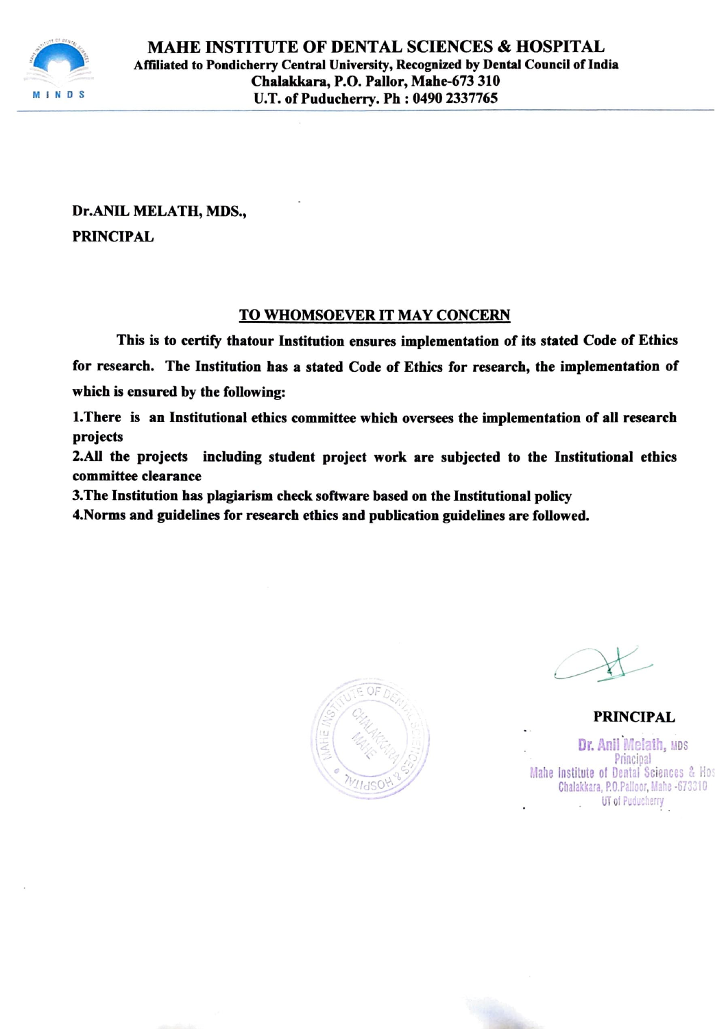# MAHE INSTITUTE OF DENTAL SCIENCES & HOSPITAL

**Affiliated to Pondicherry Central University, Recognized by Dental Council of India**
**Chalakkara, P.O. Pallor, Mahe-673 310**
**U.T. of Puducherry. Ph : 0490 2337765**

**Dr.ANIL MELATH, MDS.,**
**PRINCIPAL**

## TO WHOMSOEVER IT MAY CONCERN

**This is to certify thatour Institution ensures implementation of its stated Code of Ethics for research. The Institution has a stated Code of Ethics for research, the implementation of which is ensured by the following:**

**1.There is an Institutional ethics committee which oversees the implementation of all research projects**
**2.All the projects including student project work are subjected to the Institutional ethics committee clearance**
**3.The Institution has plagiarism check software based on the Institutional policy**
**4.Norms and guidelines for research ethics and publication guidelines are followed.**

**PRINCIPAL**

Dr. Anil Melath, MDS
Principal
Mahe Institute of Dental Sciences & Hos
Chalakkara, P.O.Palloor, Mahe -673310
UT of Puducherry